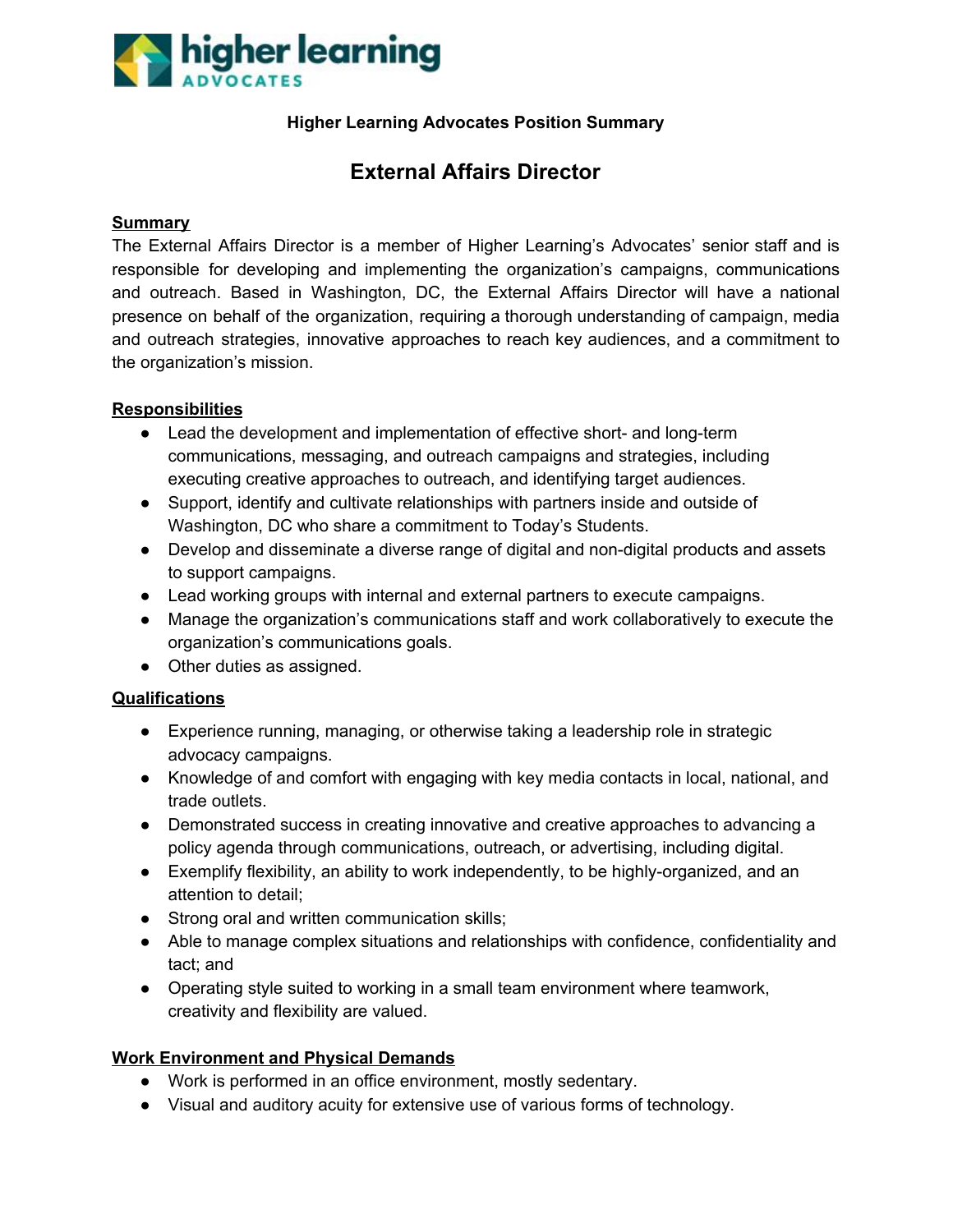higher learning ADVOCATES

**Higher Learning Advocates Position Summary**

# External Affairs Director

## Summary

The External Affairs Director is a member of Higher Learning's Advocates' senior staff and is responsible for developing and implementing the organization's campaigns, communications and outreach. Based in Washington, DC, the External Affairs Director will have a national presence on behalf of the organization, requiring a thorough understanding of campaign, media and outreach strategies, innovative approaches to reach key audiences, and a commitment to the organization's mission.

## Responsibilities

- Lead the development and implementation of effective short- and long-term communications, messaging, and outreach campaigns and strategies, including executing creative approaches to outreach, and identifying target audiences.
- Support, identify and cultivate relationships with partners inside and outside of Washington, DC who share a commitment to Today's Students.
- Develop and disseminate a diverse range of digital and non-digital products and assets to support campaigns.
- Lead working groups with internal and external partners to execute campaigns.
- Manage the organization's communications staff and work collaboratively to execute the organization's communications goals.
- Other duties as assigned.

## Qualifications

- Experience running, managing, or otherwise taking a leadership role in strategic advocacy campaigns.
- Knowledge of and comfort with engaging with key media contacts in local, national, and trade outlets.
- Demonstrated success in creating innovative and creative approaches to advancing a policy agenda through communications, outreach, or advertising, including digital.
- Exemplify flexibility, an ability to work independently, to be highly-organized, and an attention to detail;
- Strong oral and written communication skills;
- Able to manage complex situations and relationships with confidence, confidentiality and tact; and
- Operating style suited to working in a small team environment where teamwork, creativity and flexibility are valued.

## Work Environment and Physical Demands

- Work is performed in an office environment, mostly sedentary.
- Visual and auditory acuity for extensive use of various forms of technology.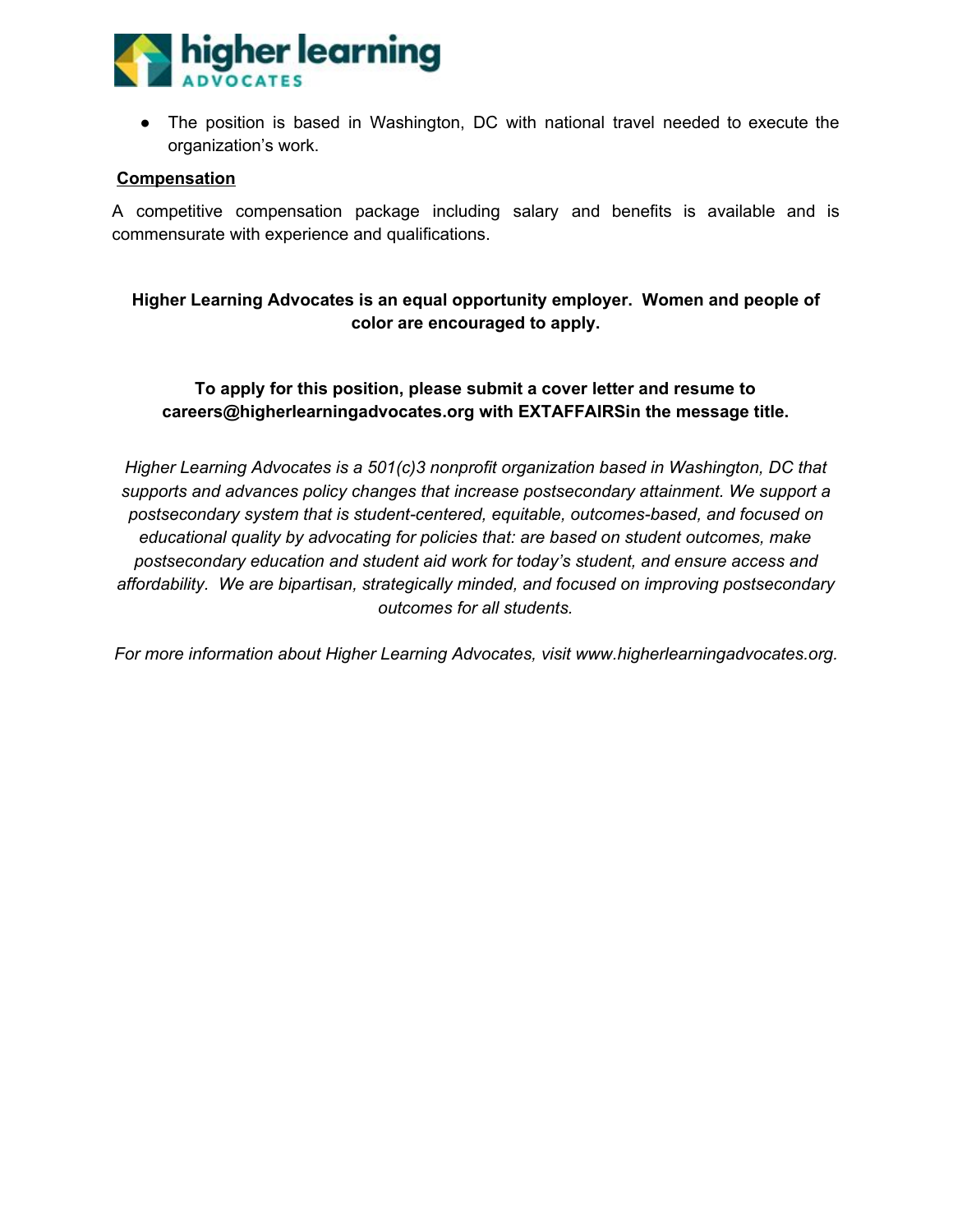- The position is based in Washington, DC with national travel needed to execute the organization's work.

**Compensation**

A competitive compensation package including salary and benefits is available and is commensurate with experience and qualifications.

**Higher Learning Advocates is an equal opportunity employer. Women and people of color are encouraged to apply.**

**To apply for this position, please submit a cover letter and resume to careers@higherlearningadvocates.org with EXTAFFAIRSin the message title.**

*Higher Learning Advocates is a 501(c)3 nonprofit organization based in Washington, DC that supports and advances policy changes that increase postsecondary attainment. We support a postsecondary system that is student-centered, equitable, outcomes-based, and focused on educational quality by advocating for policies that: are based on student outcomes, make postsecondary education and student aid work for today's student, and ensure access and affordability. We are bipartisan, strategically minded, and focused on improving postsecondary outcomes for all students.*

*For more information about Higher Learning Advocates, visit www.higherlearningadvocates.org.*